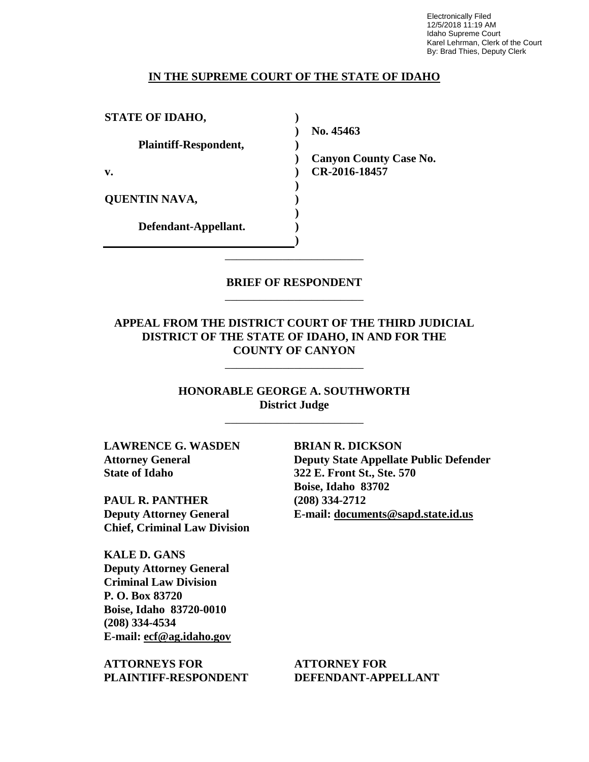Electronically Filed
12/5/2018 11:19 AM
Idaho Supreme Court
Karel Lehrman, Clerk of the Court
By: Brad Thies, Deputy Clerk

**IN THE SUPREME COURT OF THE STATE OF IDAHO**

| | |
|---|---|
| **STATE OF IDAHO,** | |
| | **No. 45463** |
| **Plaintiff-Respondent,** | |
| | **Canyon County Case No.** |
| **v.** | **CR-2016-18457** |
| **QUENTIN NAVA,** | |
| **Defendant-Appellant.** | |

---

**BRIEF OF RESPONDENT**

---

**APPEAL FROM THE DISTRICT COURT OF THE THIRD JUDICIAL DISTRICT OF THE STATE OF IDAHO, IN AND FOR THE COUNTY OF CANYON**

---

**HONORABLE GEORGE A. SOUTHWORTH**
**District Judge**

---

**LAWRENCE G. WASDEN**
**Attorney General**
**State of Idaho**

**PAUL R. PANTHER**
**Deputy Attorney General**
**Chief, Criminal Law Division**

**KALE D. GANS**
**Deputy Attorney General**
**Criminal Law Division**
**P. O. Box 83720**
**Boise, Idaho 83720-0010**
**(208) 334-4534**
**E-mail: ecf@ag.idaho.gov**

**ATTORNEYS FOR PLAINTIFF-RESPONDENT**

**BRIAN R. DICKSON**
**Deputy State Appellate Public Defender**
**322 E. Front St., Ste. 570**
**Boise, Idaho 83702**
**(208) 334-2712**
**E-mail: documents@sapd.state.id.us**

**ATTORNEY FOR DEFENDANT-APPELLANT**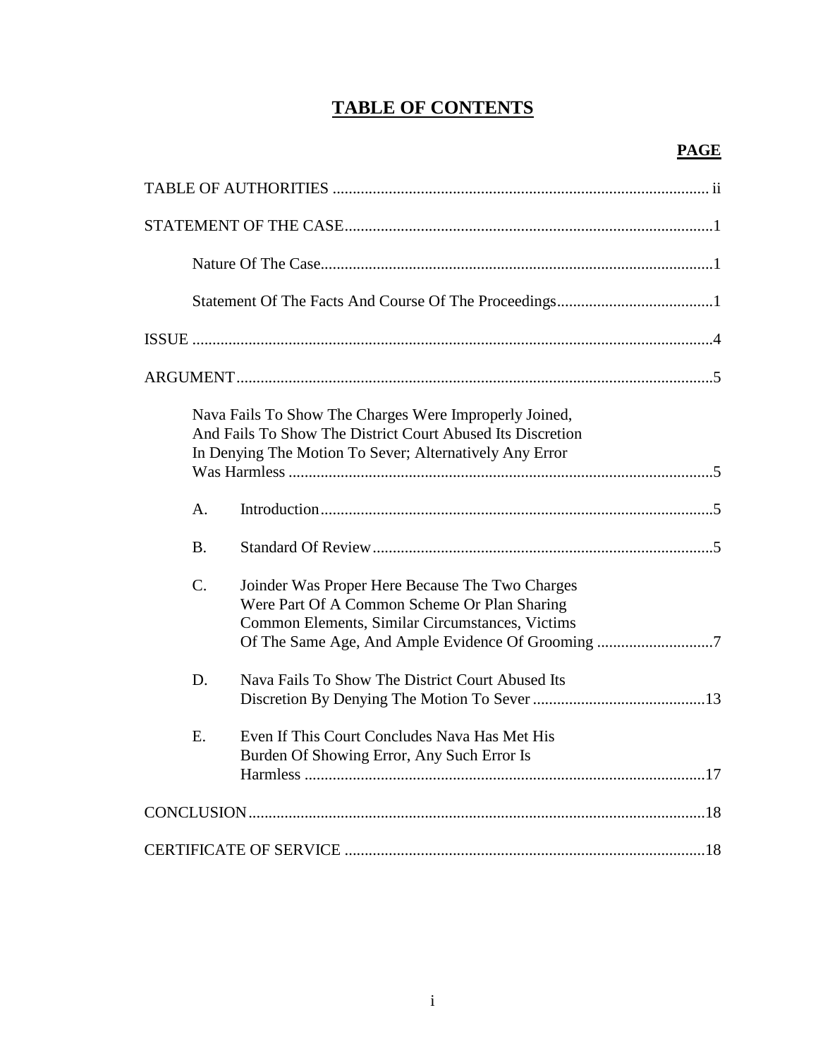# TABLE OF CONTENTS

| | PAGE |
|---|---|
| TABLE OF AUTHORITIES | ii |
| STATEMENT OF THE CASE | 1 |
| Nature Of The Case | 1 |
| Statement Of The Facts And Course Of The Proceedings | 1 |
| ISSUE | 4 |
| ARGUMENT | 5 |
| Nava Fails To Show The Charges Were Improperly Joined, And Fails To Show The District Court Abused Its Discretion In Denying The Motion To Sever; Alternatively Any Error Was Harmless | 5 |
| A. Introduction | 5 |
| B. Standard Of Review | 5 |
| C. Joinder Was Proper Here Because The Two Charges Were Part Of A Common Scheme Or Plan Sharing Common Elements, Similar Circumstances, Victims Of The Same Age, And Ample Evidence Of Grooming | 7 |
| D. Nava Fails To Show The District Court Abused Its Discretion By Denying The Motion To Sever | 13 |
| E. Even If This Court Concludes Nava Has Met His Burden Of Showing Error, Any Such Error Is Harmless | 17 |
| CONCLUSION | 18 |
| CERTIFICATE OF SERVICE | 18 |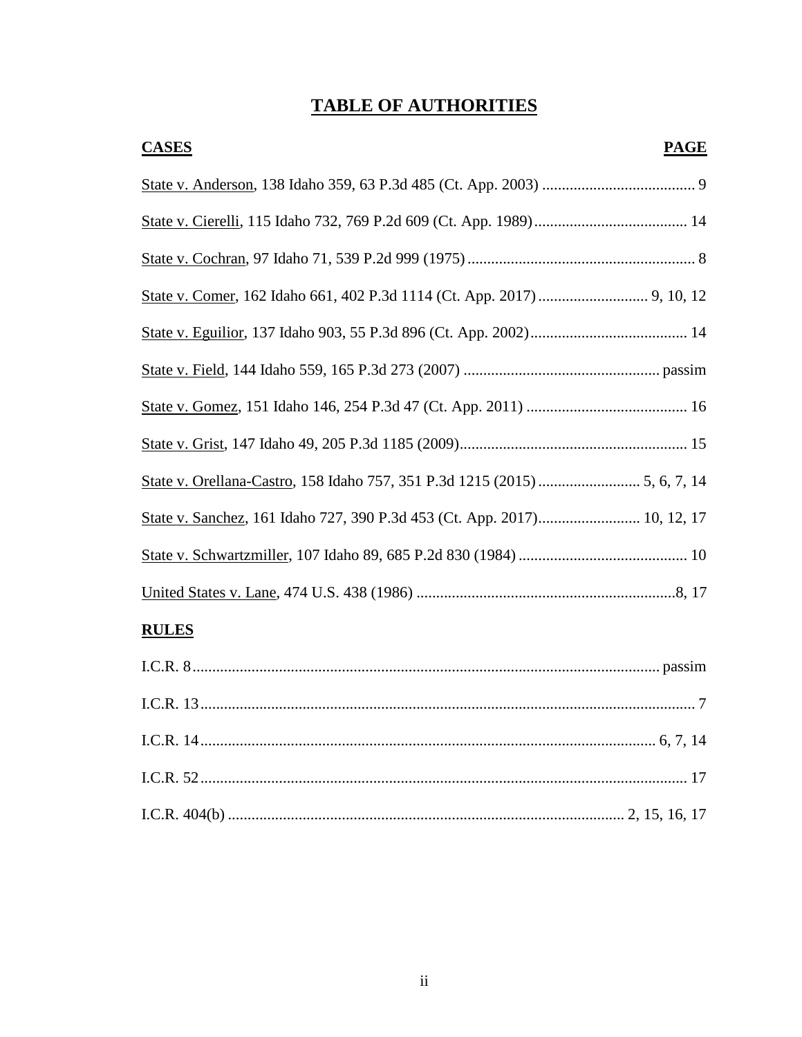# TABLE OF AUTHORITIES

| CASES | PAGE |
|---|---|
| State v. Anderson, 138 Idaho 359, 63 P.3d 485 (Ct. App. 2003) | 9 |
| State v. Cierelli, 115 Idaho 732, 769 P.2d 609 (Ct. App. 1989) | 14 |
| State v. Cochran, 97 Idaho 71, 539 P.2d 999 (1975) | 8 |
| State v. Comer, 162 Idaho 661, 402 P.3d 1114 (Ct. App. 2017) | 9, 10, 12 |
| State v. Eguilior, 137 Idaho 903, 55 P.3d 896 (Ct. App. 2002) | 14 |
| State v. Field, 144 Idaho 559, 165 P.3d 273 (2007) | passim |
| State v. Gomez, 151 Idaho 146, 254 P.3d 47 (Ct. App. 2011) | 16 |
| State v. Grist, 147 Idaho 49, 205 P.3d 1185 (2009) | 15 |
| State v. Orellana-Castro, 158 Idaho 757, 351 P.3d 1215 (2015) | 5, 6, 7, 14 |
| State v. Sanchez, 161 Idaho 727, 390 P.3d 453 (Ct. App. 2017) | 10, 12, 17 |
| State v. Schwartzmiller, 107 Idaho 89, 685 P.2d 830 (1984) | 10 |
| United States v. Lane, 474 U.S. 438 (1986) | 8, 17 |

| RULES | |
|---|---|
| I.C.R. 8 | passim |
| I.C.R. 13 | 7 |
| I.C.R. 14 | 6, 7, 14 |
| I.C.R. 52 | 17 |
| I.C.R. 404(b) | 2, 15, 16, 17 |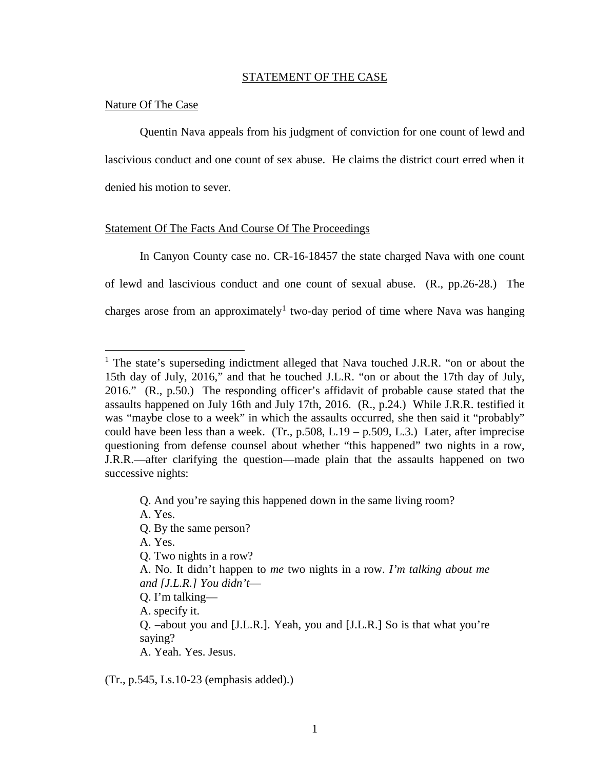## STATEMENT OF THE CASE

### Nature Of The Case

Quentin Nava appeals from his judgment of conviction for one count of lewd and lascivious conduct and one count of sex abuse. He claims the district court erred when it denied his motion to sever.

### Statement Of The Facts And Course Of The Proceedings

In Canyon County case no. CR-16-18457 the state charged Nava with one count of lewd and lascivious conduct and one count of sexual abuse. (R., pp.26-28.) The charges arose from an approximately[1] two-day period of time where Nava was hanging

---

[1] The state's superseding indictment alleged that Nava touched J.R.R. "on or about the 15th day of July, 2016," and that he touched J.L.R. "on or about the 17th day of July, 2016." (R., p.50.) The responding officer's affidavit of probable cause stated that the assaults happened on July 16th and July 17th, 2016. (R., p.24.) While J.R.R. testified it was "maybe close to a week" in which the assaults occurred, she then said it "probably" could have been less than a week. (Tr., p.508, L.19 – p.509, L.3.) Later, after imprecise questioning from defense counsel about whether "this happened" two nights in a row, J.R.R.—after clarifying the question—made plain that the assaults happened on two successive nights:

> Q. And you're saying this happened down in the same living room?
> A. Yes.
> Q. By the same person?
> A. Yes.
> Q. Two nights in a row?
> A. No. It didn't happen to *me* two nights in a row. *I'm talking about me and [J.L.R.] You didn't*—
> Q. I'm talking—
> A. specify it.
> Q. –about you and [J.L.R.]. Yeah, you and [J.L.R.] So is that what you're saying?
> A. Yeah. Yes. Jesus.

(Tr., p.545, Ls.10-23 (emphasis added).)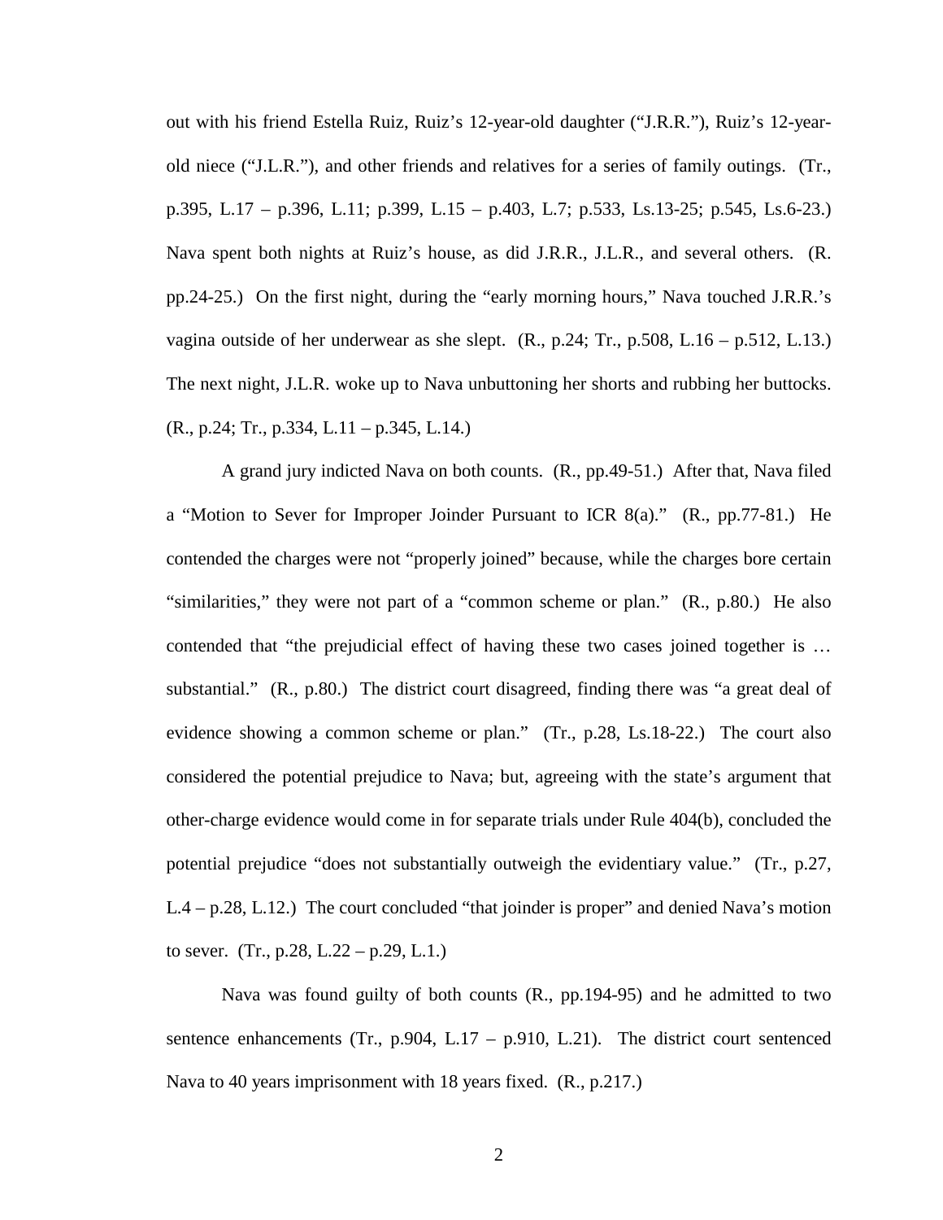out with his friend Estella Ruiz, Ruiz's 12-year-old daughter ("J.R.R."), Ruiz's 12-year-old niece ("J.L.R."), and other friends and relatives for a series of family outings. (Tr., p.395, L.17 – p.396, L.11; p.399, L.15 – p.403, L.7; p.533, Ls.13-25; p.545, Ls.6-23.) Nava spent both nights at Ruiz's house, as did J.R.R., J.L.R., and several others. (R. pp.24-25.) On the first night, during the "early morning hours," Nava touched J.R.R.'s vagina outside of her underwear as she slept. (R., p.24; Tr., p.508, L.16 – p.512, L.13.) The next night, J.L.R. woke up to Nava unbuttoning her shorts and rubbing her buttocks. (R., p.24; Tr., p.334, L.11 – p.345, L.14.)

A grand jury indicted Nava on both counts. (R., pp.49-51.) After that, Nava filed a "Motion to Sever for Improper Joinder Pursuant to ICR 8(a)." (R., pp.77-81.) He contended the charges were not "properly joined" because, while the charges bore certain "similarities," they were not part of a "common scheme or plan." (R., p.80.) He also contended that "the prejudicial effect of having these two cases joined together is … substantial." (R., p.80.) The district court disagreed, finding there was "a great deal of evidence showing a common scheme or plan." (Tr., p.28, Ls.18-22.) The court also considered the potential prejudice to Nava; but, agreeing with the state's argument that other-charge evidence would come in for separate trials under Rule 404(b), concluded the potential prejudice "does not substantially outweigh the evidentiary value." (Tr., p.27, L.4 – p.28, L.12.) The court concluded "that joinder is proper" and denied Nava's motion to sever. (Tr., p.28, L.22 – p.29, L.1.)

Nava was found guilty of both counts (R., pp.194-95) and he admitted to two sentence enhancements (Tr., p.904, L.17 – p.910, L.21). The district court sentenced Nava to 40 years imprisonment with 18 years fixed. (R., p.217.)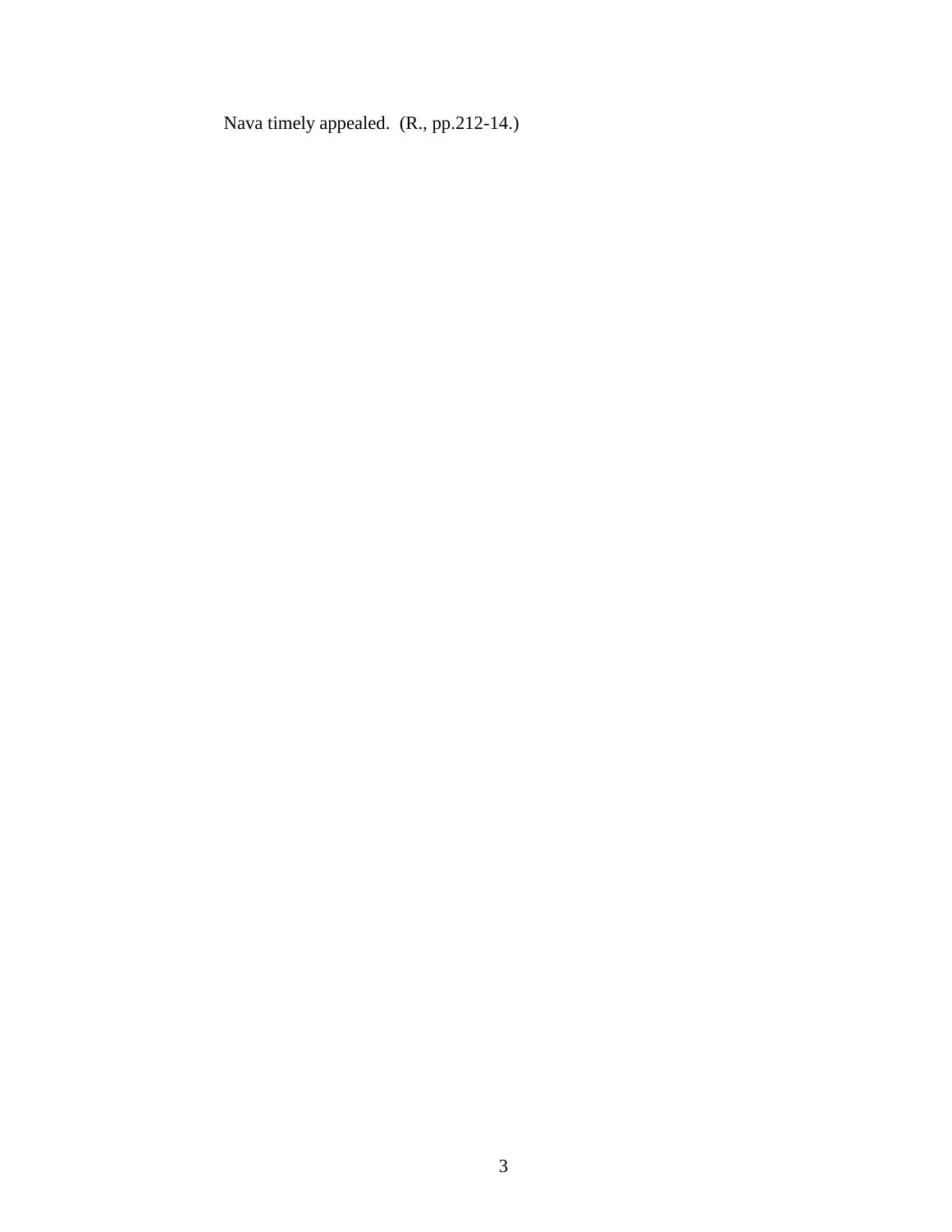Nava timely appealed. (R., pp.212-14.)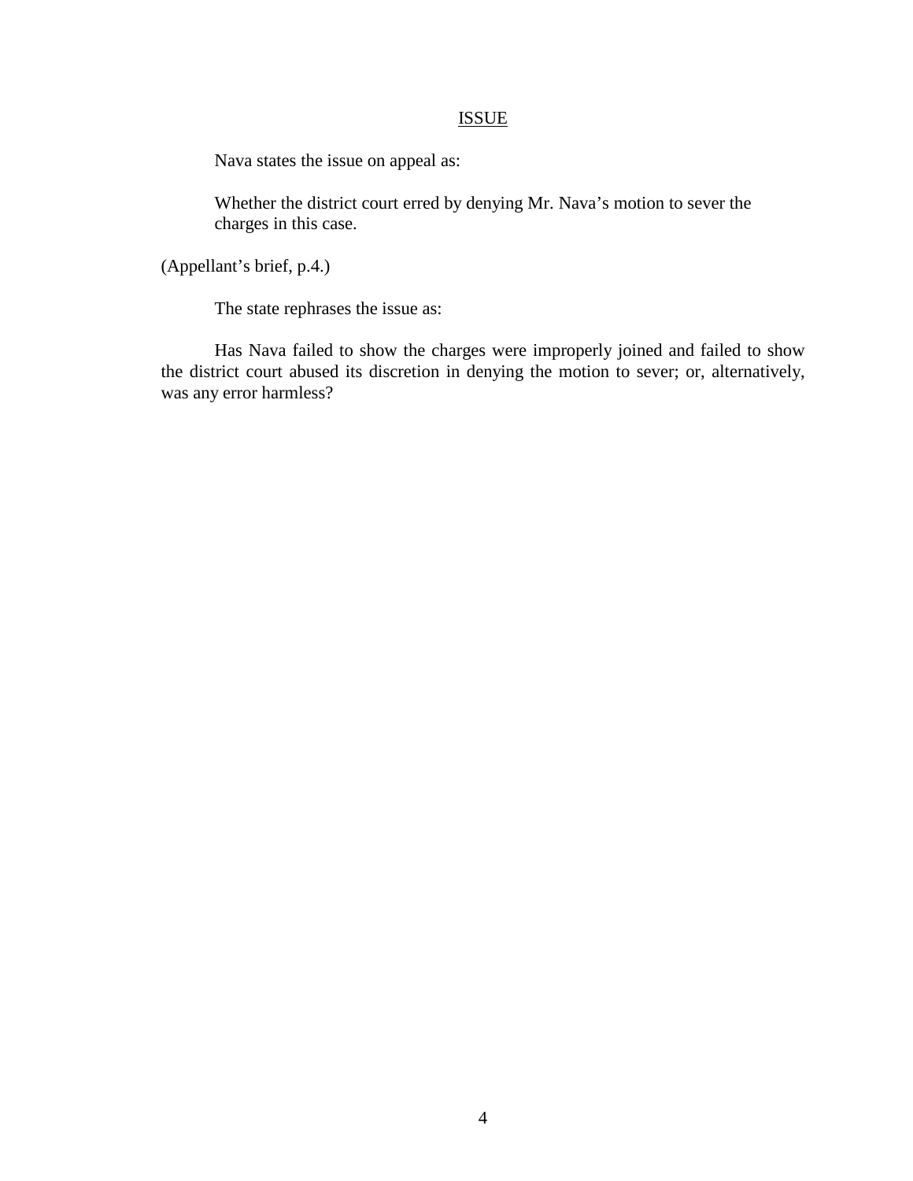## ISSUE

Nava states the issue on appeal as:

> Whether the district court erred by denying Mr. Nava's motion to sever the charges in this case.

(Appellant's brief, p.4.)

The state rephrases the issue as:

Has Nava failed to show the charges were improperly joined and failed to show the district court abused its discretion in denying the motion to sever; or, alternatively, was any error harmless?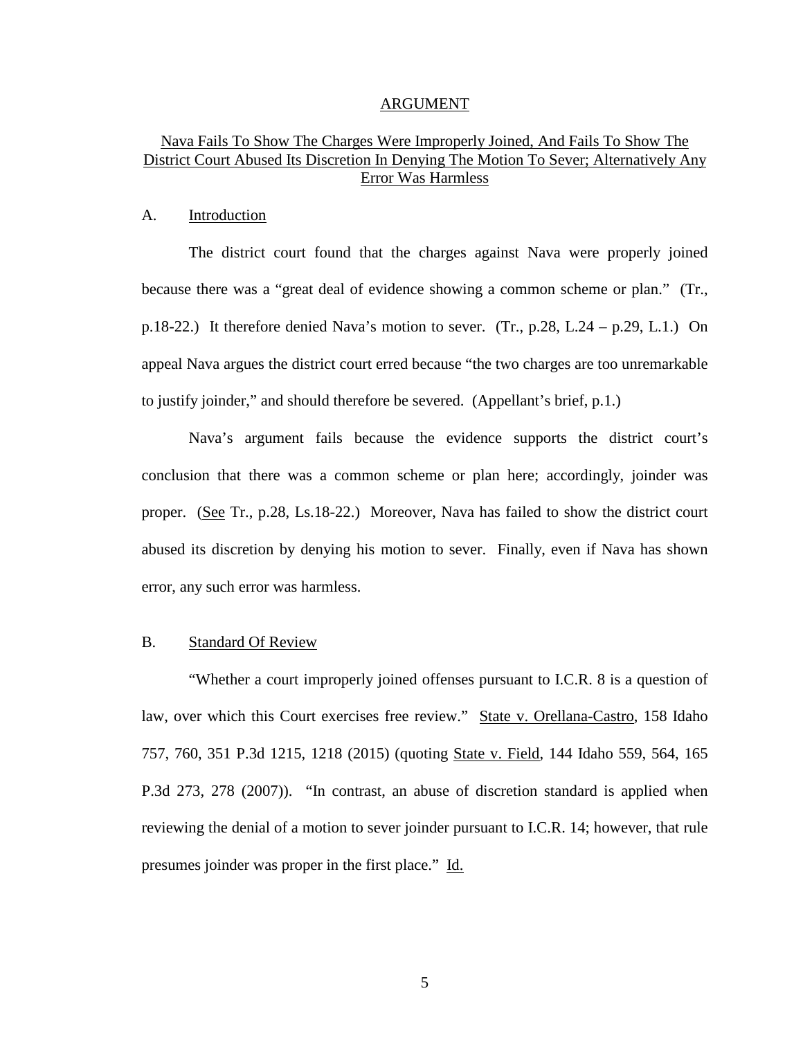## ARGUMENT

### Nava Fails To Show The Charges Were Improperly Joined, And Fails To Show The District Court Abused Its Discretion In Denying The Motion To Sever; Alternatively Any Error Was Harmless

#### A. Introduction

The district court found that the charges against Nava were properly joined because there was a "great deal of evidence showing a common scheme or plan." (Tr., p.18-22.) It therefore denied Nava's motion to sever. (Tr., p.28, L.24 – p.29, L.1.) On appeal Nava argues the district court erred because "the two charges are too unremarkable to justify joinder," and should therefore be severed. (Appellant's brief, p.1.)

Nava's argument fails because the evidence supports the district court's conclusion that there was a common scheme or plan here; accordingly, joinder was proper. (See Tr., p.28, Ls.18-22.) Moreover, Nava has failed to show the district court abused its discretion by denying his motion to sever. Finally, even if Nava has shown error, any such error was harmless.

#### B. Standard Of Review

"Whether a court improperly joined offenses pursuant to I.C.R. 8 is a question of law, over which this Court exercises free review." State v. Orellana-Castro, 158 Idaho 757, 760, 351 P.3d 1215, 1218 (2015) (quoting State v. Field, 144 Idaho 559, 564, 165 P.3d 273, 278 (2007)). "In contrast, an abuse of discretion standard is applied when reviewing the denial of a motion to sever joinder pursuant to I.C.R. 14; however, that rule presumes joinder was proper in the first place." Id.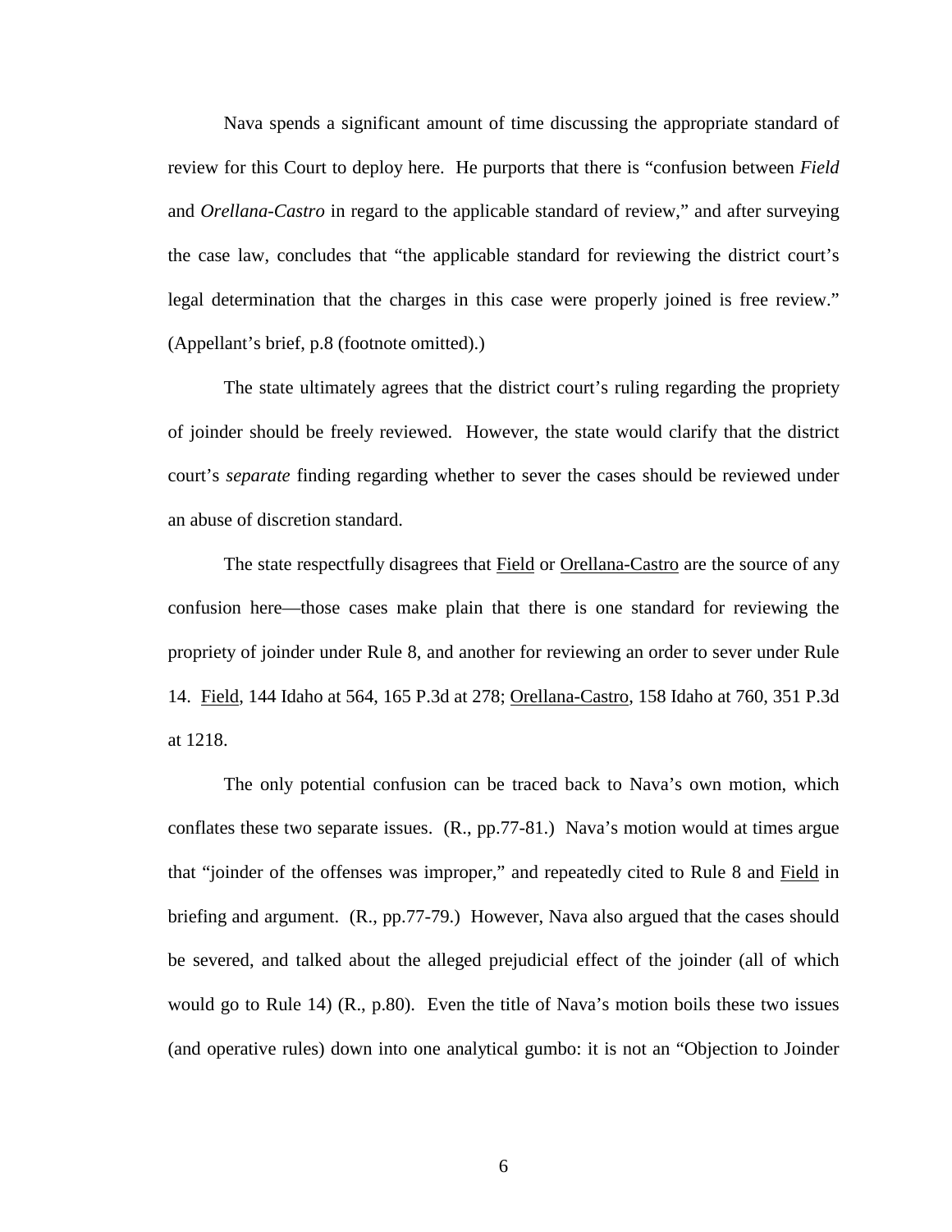Nava spends a significant amount of time discussing the appropriate standard of review for this Court to deploy here. He purports that there is "confusion between *Field* and *Orellana-Castro* in regard to the applicable standard of review," and after surveying the case law, concludes that "the applicable standard for reviewing the district court's legal determination that the charges in this case were properly joined is free review." (Appellant's brief, p.8 (footnote omitted).)

The state ultimately agrees that the district court's ruling regarding the propriety of joinder should be freely reviewed. However, the state would clarify that the district court's *separate* finding regarding whether to sever the cases should be reviewed under an abuse of discretion standard.

The state respectfully disagrees that Field or Orellana-Castro are the source of any confusion here—those cases make plain that there is one standard for reviewing the propriety of joinder under Rule 8, and another for reviewing an order to sever under Rule 14. Field, 144 Idaho at 564, 165 P.3d at 278; Orellana-Castro, 158 Idaho at 760, 351 P.3d at 1218.

The only potential confusion can be traced back to Nava's own motion, which conflates these two separate issues. (R., pp.77-81.) Nava's motion would at times argue that "joinder of the offenses was improper," and repeatedly cited to Rule 8 and Field in briefing and argument. (R., pp.77-79.) However, Nava also argued that the cases should be severed, and talked about the alleged prejudicial effect of the joinder (all of which would go to Rule 14) (R., p.80). Even the title of Nava's motion boils these two issues (and operative rules) down into one analytical gumbo: it is not an "Objection to Joinder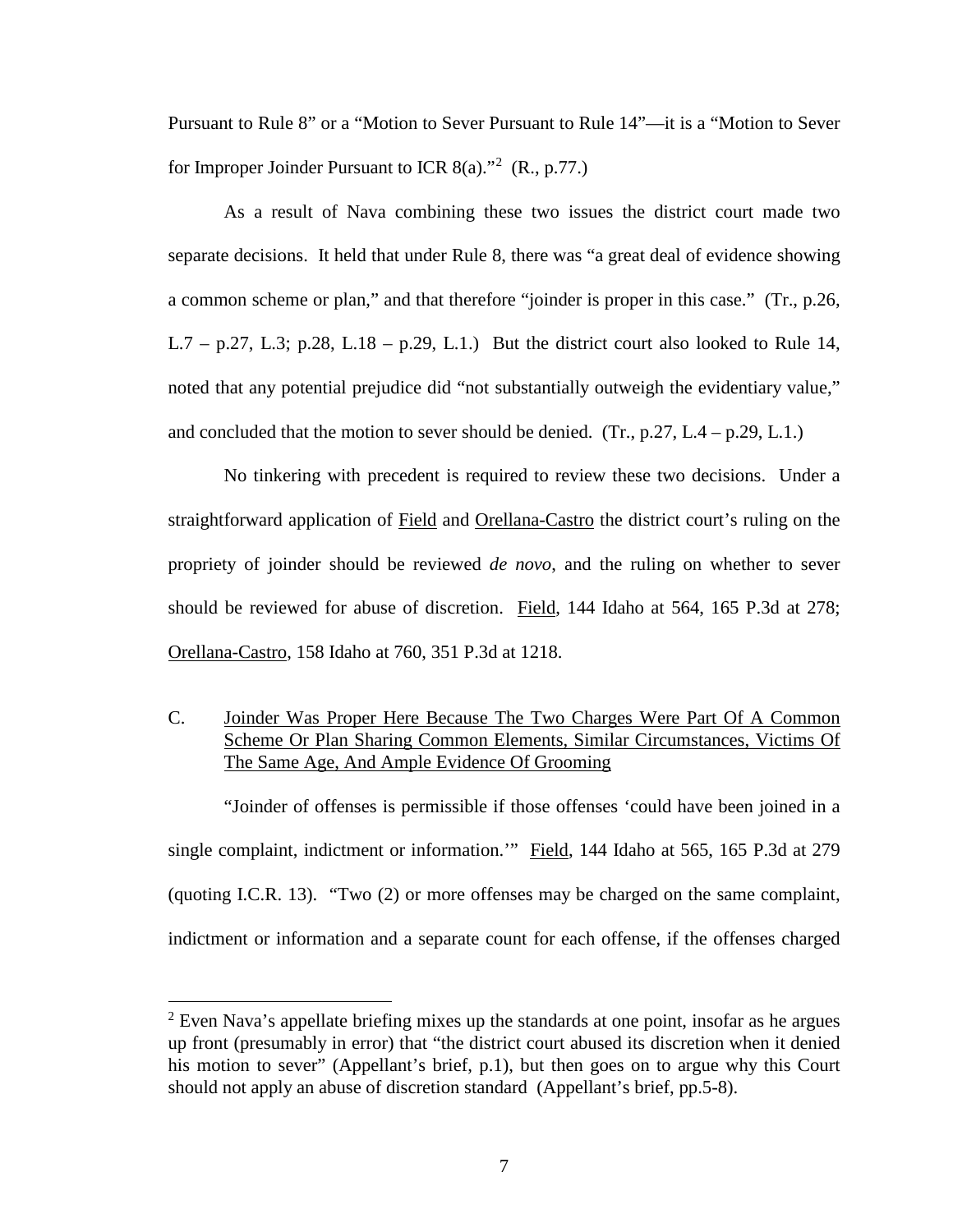Pursuant to Rule 8" or a "Motion to Sever Pursuant to Rule 14"—it is a "Motion to Sever for Improper Joinder Pursuant to ICR 8(a)."[2] (R., p.77.)

As a result of Nava combining these two issues the district court made two separate decisions. It held that under Rule 8, there was "a great deal of evidence showing a common scheme or plan," and that therefore "joinder is proper in this case." (Tr., p.26, L.7 – p.27, L.3; p.28, L.18 – p.29, L.1.) But the district court also looked to Rule 14, noted that any potential prejudice did "not substantially outweigh the evidentiary value," and concluded that the motion to sever should be denied. (Tr., p.27, L.4 – p.29, L.1.)

No tinkering with precedent is required to review these two decisions. Under a straightforward application of Field and Orellana-Castro the district court's ruling on the propriety of joinder should be reviewed *de novo*, and the ruling on whether to sever should be reviewed for abuse of discretion. Field, 144 Idaho at 564, 165 P.3d at 278; Orellana-Castro, 158 Idaho at 760, 351 P.3d at 1218.

### C. Joinder Was Proper Here Because The Two Charges Were Part Of A Common Scheme Or Plan Sharing Common Elements, Similar Circumstances, Victims Of The Same Age, And Ample Evidence Of Grooming

"Joinder of offenses is permissible if those offenses 'could have been joined in a single complaint, indictment or information.'" Field, 144 Idaho at 565, 165 P.3d at 279 (quoting I.C.R. 13). "Two (2) or more offenses may be charged on the same complaint, indictment or information and a separate count for each offense, if the offenses charged

[2] Even Nava's appellate briefing mixes up the standards at one point, insofar as he argues up front (presumably in error) that "the district court abused its discretion when it denied his motion to sever" (Appellant's brief, p.1), but then goes on to argue why this Court should not apply an abuse of discretion standard (Appellant's brief, pp.5-8).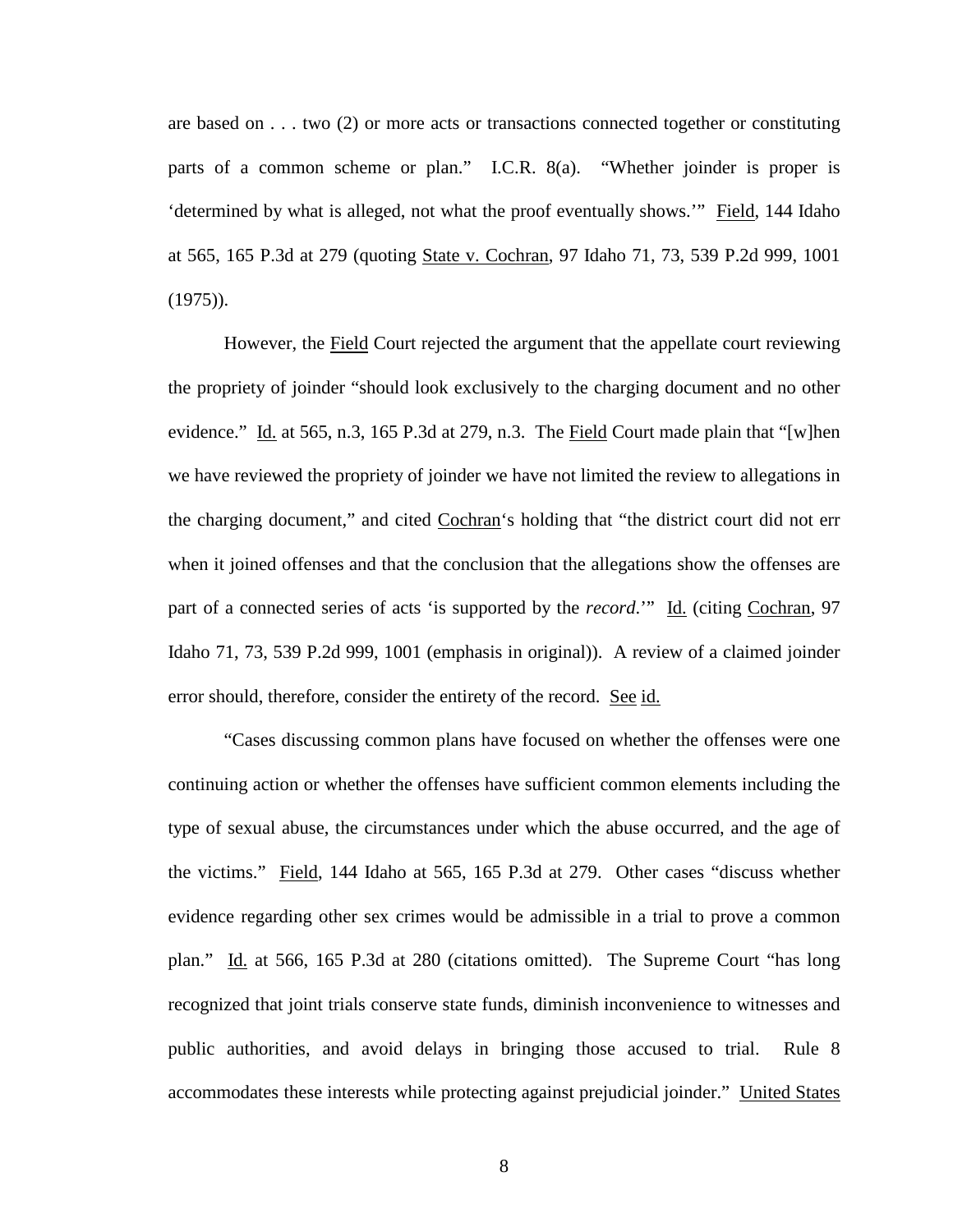are based on . . . two (2) or more acts or transactions connected together or constituting parts of a common scheme or plan." I.C.R. 8(a). "Whether joinder is proper is 'determined by what is alleged, not what the proof eventually shows.'" Field, 144 Idaho at 565, 165 P.3d at 279 (quoting State v. Cochran, 97 Idaho 71, 73, 539 P.2d 999, 1001 (1975)).

However, the Field Court rejected the argument that the appellate court reviewing the propriety of joinder "should look exclusively to the charging document and no other evidence." Id. at 565, n.3, 165 P.3d at 279, n.3. The Field Court made plain that "[w]hen we have reviewed the propriety of joinder we have not limited the review to allegations in the charging document," and cited Cochran's holding that "the district court did not err when it joined offenses and that the conclusion that the allegations show the offenses are part of a connected series of acts 'is supported by the *record*.'" Id. (citing Cochran, 97 Idaho 71, 73, 539 P.2d 999, 1001 (emphasis in original)). A review of a claimed joinder error should, therefore, consider the entirety of the record. See id.

"Cases discussing common plans have focused on whether the offenses were one continuing action or whether the offenses have sufficient common elements including the type of sexual abuse, the circumstances under which the abuse occurred, and the age of the victims." Field, 144 Idaho at 565, 165 P.3d at 279. Other cases "discuss whether evidence regarding other sex crimes would be admissible in a trial to prove a common plan." Id. at 566, 165 P.3d at 280 (citations omitted). The Supreme Court "has long recognized that joint trials conserve state funds, diminish inconvenience to witnesses and public authorities, and avoid delays in bringing those accused to trial. Rule 8 accommodates these interests while protecting against prejudicial joinder." United States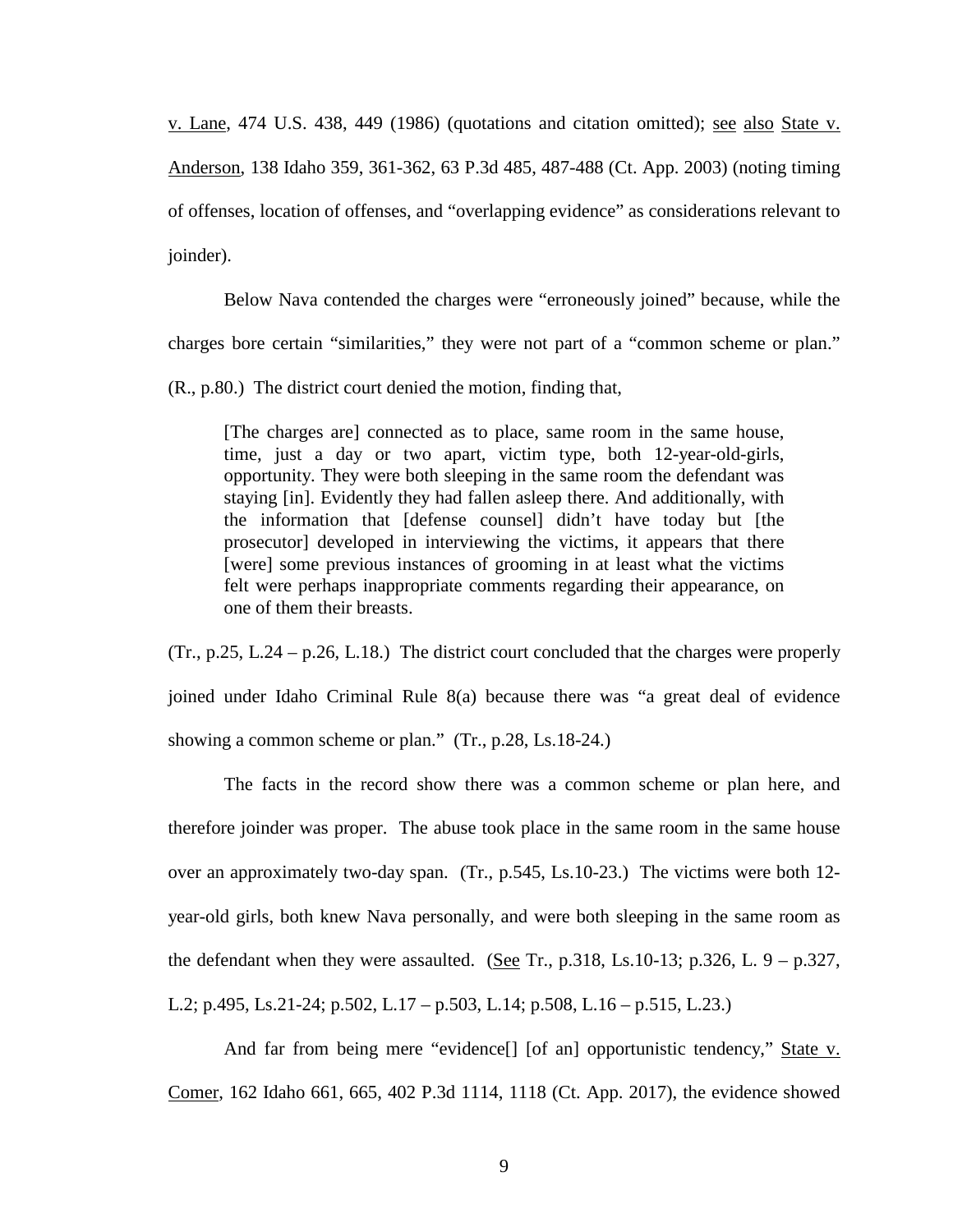v. Lane, 474 U.S. 438, 449 (1986) (quotations and citation omitted); see also State v. Anderson, 138 Idaho 359, 361-362, 63 P.3d 485, 487-488 (Ct. App. 2003) (noting timing of offenses, location of offenses, and "overlapping evidence" as considerations relevant to joinder).

Below Nava contended the charges were "erroneously joined" because, while the charges bore certain "similarities," they were not part of a "common scheme or plan." (R., p.80.) The district court denied the motion, finding that,

> [The charges are] connected as to place, same room in the same house, time, just a day or two apart, victim type, both 12-year-old-girls, opportunity. They were both sleeping in the same room the defendant was staying [in]. Evidently they had fallen asleep there. And additionally, with the information that [defense counsel] didn't have today but [the prosecutor] developed in interviewing the victims, it appears that there [were] some previous instances of grooming in at least what the victims felt were perhaps inappropriate comments regarding their appearance, on one of them their breasts.

(Tr., p.25, L.24 – p.26, L.18.) The district court concluded that the charges were properly joined under Idaho Criminal Rule 8(a) because there was "a great deal of evidence showing a common scheme or plan." (Tr., p.28, Ls.18-24.)

The facts in the record show there was a common scheme or plan here, and therefore joinder was proper. The abuse took place in the same room in the same house over an approximately two-day span. (Tr., p.545, Ls.10-23.) The victims were both 12-year-old girls, both knew Nava personally, and were both sleeping in the same room as the defendant when they were assaulted. (See Tr., p.318, Ls.10-13; p.326, L. 9 – p.327, L.2; p.495, Ls.21-24; p.502, L.17 – p.503, L.14; p.508, L.16 – p.515, L.23.)

And far from being mere "evidence[] [of an] opportunistic tendency," State v. Comer, 162 Idaho 661, 665, 402 P.3d 1114, 1118 (Ct. App. 2017), the evidence showed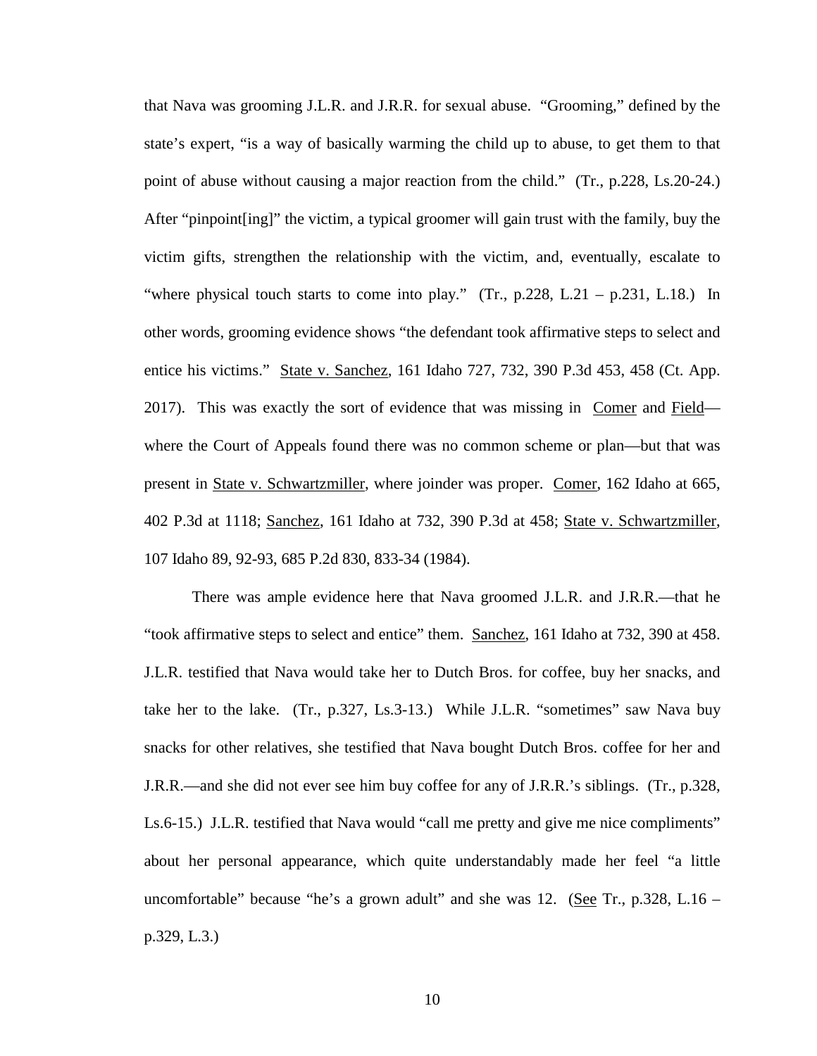that Nava was grooming J.L.R. and J.R.R. for sexual abuse. "Grooming," defined by the state's expert, "is a way of basically warming the child up to abuse, to get them to that point of abuse without causing a major reaction from the child." (Tr., p.228, Ls.20-24.) After "pinpoint[ing]" the victim, a typical groomer will gain trust with the family, buy the victim gifts, strengthen the relationship with the victim, and, eventually, escalate to "where physical touch starts to come into play." (Tr., p.228, L.21 – p.231, L.18.) In other words, grooming evidence shows "the defendant took affirmative steps to select and entice his victims." State v. Sanchez, 161 Idaho 727, 732, 390 P.3d 453, 458 (Ct. App. 2017). This was exactly the sort of evidence that was missing in Comer and Field—where the Court of Appeals found there was no common scheme or plan—but that was present in State v. Schwartzmiller, where joinder was proper. Comer, 162 Idaho at 665, 402 P.3d at 1118; Sanchez, 161 Idaho at 732, 390 P.3d at 458; State v. Schwartzmiller, 107 Idaho 89, 92-93, 685 P.2d 830, 833-34 (1984).

There was ample evidence here that Nava groomed J.L.R. and J.R.R.—that he "took affirmative steps to select and entice" them. Sanchez, 161 Idaho at 732, 390 at 458. J.L.R. testified that Nava would take her to Dutch Bros. for coffee, buy her snacks, and take her to the lake. (Tr., p.327, Ls.3-13.) While J.L.R. "sometimes" saw Nava buy snacks for other relatives, she testified that Nava bought Dutch Bros. coffee for her and J.R.R.—and she did not ever see him buy coffee for any of J.R.R.'s siblings. (Tr., p.328, Ls.6-15.) J.L.R. testified that Nava would "call me pretty and give me nice compliments" about her personal appearance, which quite understandably made her feel "a little uncomfortable" because "he's a grown adult" and she was 12. (See Tr., p.328, L.16 – p.329, L.3.)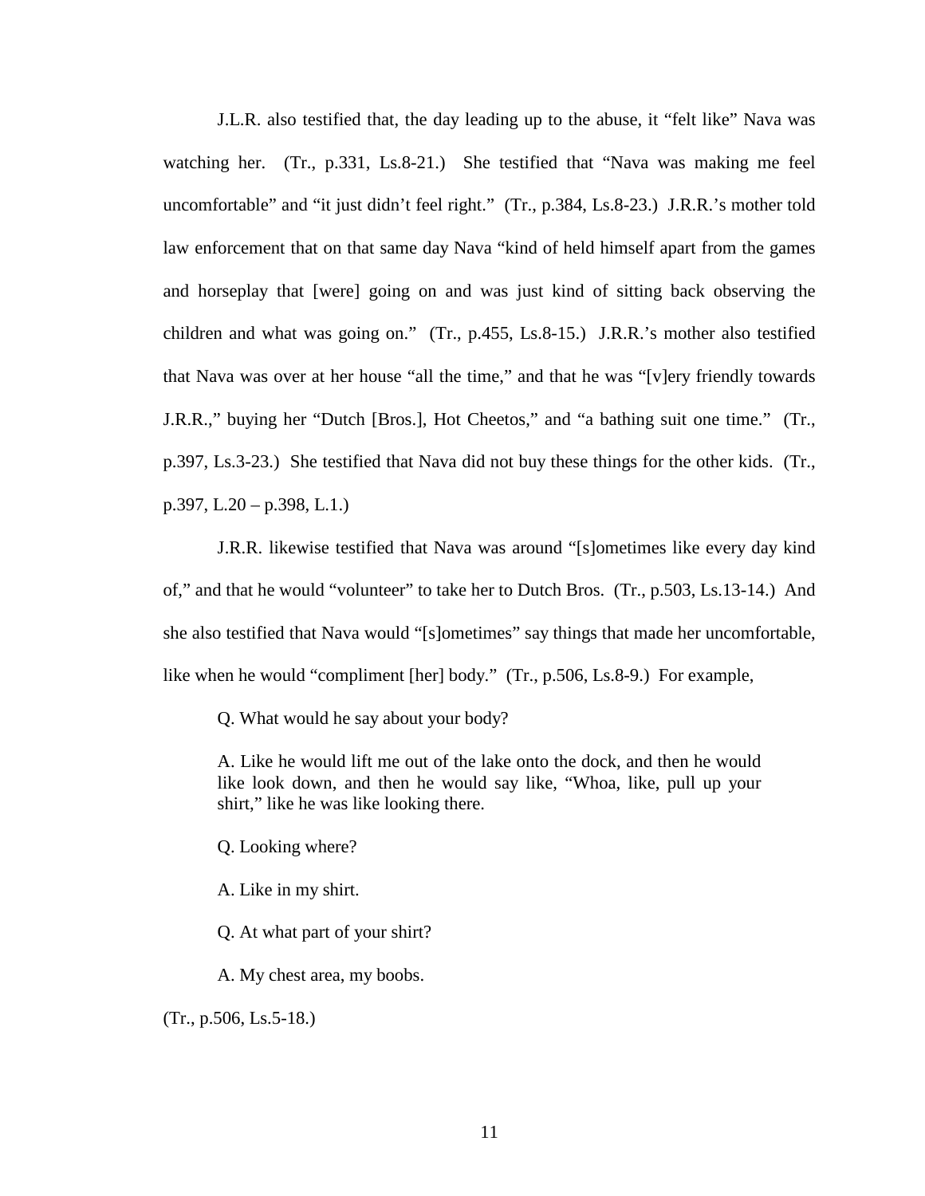J.L.R. also testified that, the day leading up to the abuse, it "felt like" Nava was watching her. (Tr., p.331, Ls.8-21.) She testified that "Nava was making me feel uncomfortable" and "it just didn't feel right." (Tr., p.384, Ls.8-23.) J.R.R.'s mother told law enforcement that on that same day Nava "kind of held himself apart from the games and horseplay that [were] going on and was just kind of sitting back observing the children and what was going on." (Tr., p.455, Ls.8-15.) J.R.R.'s mother also testified that Nava was over at her house "all the time," and that he was "[v]ery friendly towards J.R.R.," buying her "Dutch [Bros.], Hot Cheetos," and "a bathing suit one time." (Tr., p.397, Ls.3-23.) She testified that Nava did not buy these things for the other kids. (Tr., p.397, L.20 – p.398, L.1.)

J.R.R. likewise testified that Nava was around "[s]ometimes like every day kind of," and that he would "volunteer" to take her to Dutch Bros. (Tr., p.503, Ls.13-14.) And she also testified that Nava would "[s]ometimes" say things that made her uncomfortable, like when he would "compliment [her] body." (Tr., p.506, Ls.8-9.) For example,

> Q. What would he say about your body?
>
> A. Like he would lift me out of the lake onto the dock, and then he would like look down, and then he would say like, "Whoa, like, pull up your shirt," like he was like looking there.
>
> Q. Looking where?
>
> A. Like in my shirt.
>
> Q. At what part of your shirt?
>
> A. My chest area, my boobs.

(Tr., p.506, Ls.5-18.)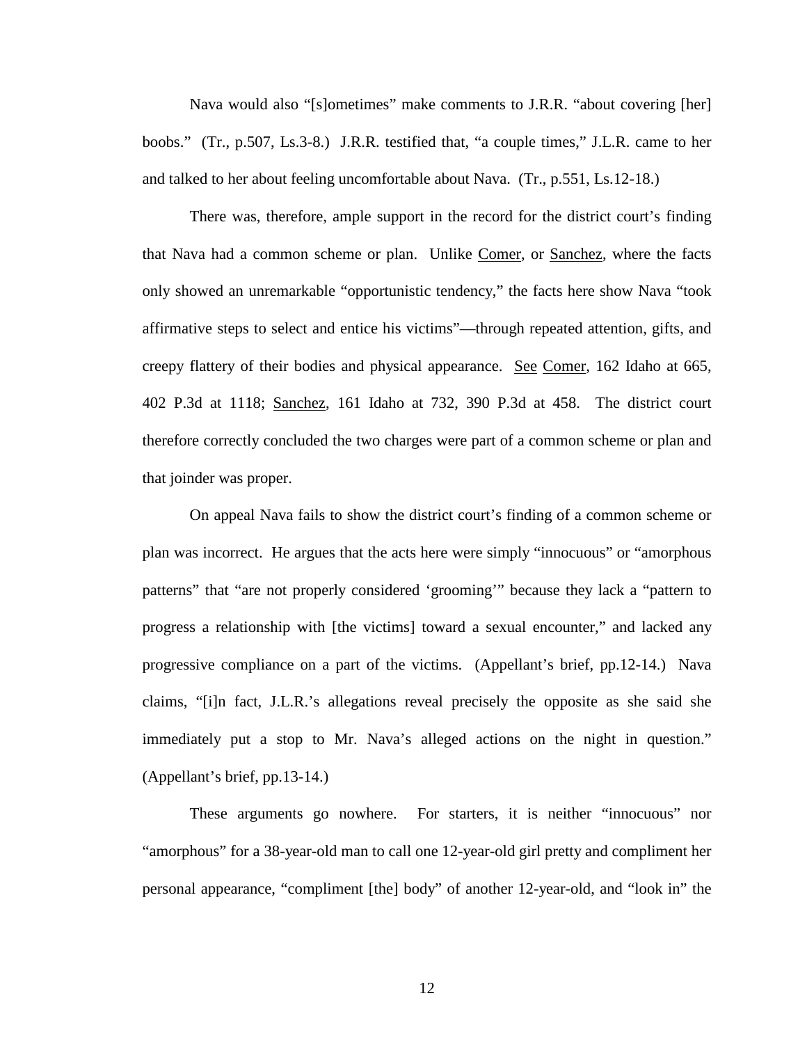Nava would also "[s]ometimes" make comments to J.R.R. "about covering [her] boobs." (Tr., p.507, Ls.3-8.) J.R.R. testified that, "a couple times," J.L.R. came to her and talked to her about feeling uncomfortable about Nava. (Tr., p.551, Ls.12-18.)

There was, therefore, ample support in the record for the district court's finding that Nava had a common scheme or plan. Unlike Comer, or Sanchez, where the facts only showed an unremarkable "opportunistic tendency," the facts here show Nava "took affirmative steps to select and entice his victims"—through repeated attention, gifts, and creepy flattery of their bodies and physical appearance. See Comer, 162 Idaho at 665, 402 P.3d at 1118; Sanchez, 161 Idaho at 732, 390 P.3d at 458. The district court therefore correctly concluded the two charges were part of a common scheme or plan and that joinder was proper.

On appeal Nava fails to show the district court's finding of a common scheme or plan was incorrect. He argues that the acts here were simply "innocuous" or "amorphous patterns" that "are not properly considered 'grooming'" because they lack a "pattern to progress a relationship with [the victims] toward a sexual encounter," and lacked any progressive compliance on a part of the victims. (Appellant's brief, pp.12-14.) Nava claims, "[i]n fact, J.L.R.'s allegations reveal precisely the opposite as she said she immediately put a stop to Mr. Nava's alleged actions on the night in question." (Appellant's brief, pp.13-14.)

These arguments go nowhere. For starters, it is neither "innocuous" nor "amorphous" for a 38-year-old man to call one 12-year-old girl pretty and compliment her personal appearance, "compliment [the] body" of another 12-year-old, and "look in" the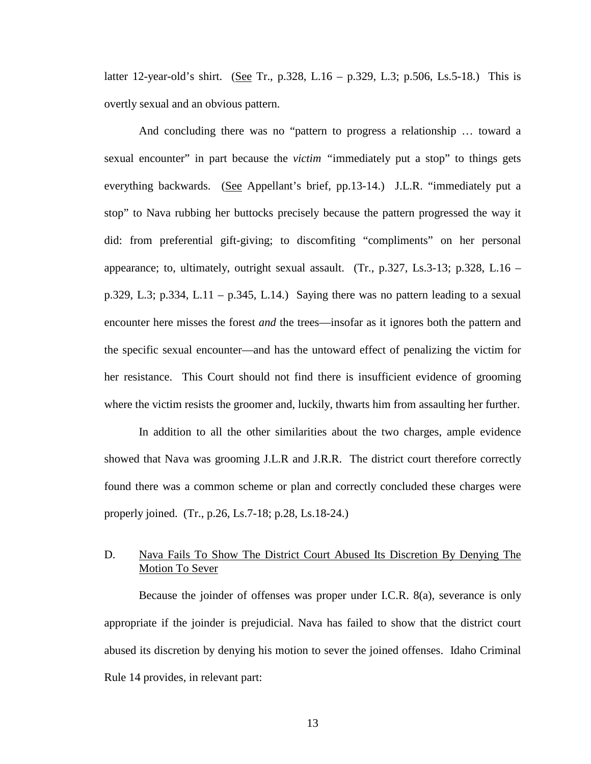latter 12-year-old's shirt. (See Tr., p.328, L.16 – p.329, L.3; p.506, Ls.5-18.) This is overtly sexual and an obvious pattern.

And concluding there was no "pattern to progress a relationship … toward a sexual encounter" in part because the *victim* "immediately put a stop" to things gets everything backwards. (See Appellant's brief, pp.13-14.) J.L.R. "immediately put a stop" to Nava rubbing her buttocks precisely because the pattern progressed the way it did: from preferential gift-giving; to discomfiting "compliments" on her personal appearance; to, ultimately, outright sexual assault. (Tr., p.327, Ls.3-13; p.328, L.16 – p.329, L.3; p.334, L.11 – p.345, L.14.) Saying there was no pattern leading to a sexual encounter here misses the forest *and* the trees—insofar as it ignores both the pattern and the specific sexual encounter—and has the untoward effect of penalizing the victim for her resistance. This Court should not find there is insufficient evidence of grooming where the victim resists the groomer and, luckily, thwarts him from assaulting her further.

In addition to all the other similarities about the two charges, ample evidence showed that Nava was grooming J.L.R and J.R.R. The district court therefore correctly found there was a common scheme or plan and correctly concluded these charges were properly joined. (Tr., p.26, Ls.7-18; p.28, Ls.18-24.)

### D. Nava Fails To Show The District Court Abused Its Discretion By Denying The Motion To Sever

Because the joinder of offenses was proper under I.C.R. 8(a), severance is only appropriate if the joinder is prejudicial. Nava has failed to show that the district court abused its discretion by denying his motion to sever the joined offenses. Idaho Criminal Rule 14 provides, in relevant part: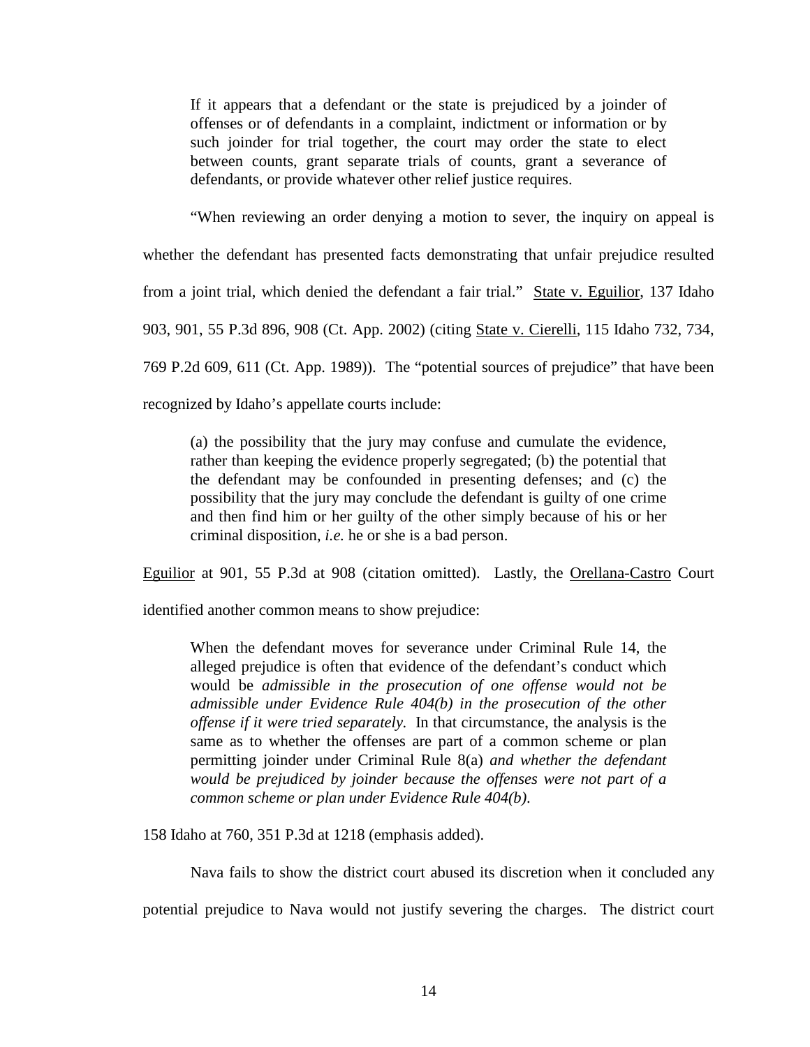> If it appears that a defendant or the state is prejudiced by a joinder of offenses or of defendants in a complaint, indictment or information or by such joinder for trial together, the court may order the state to elect between counts, grant separate trials of counts, grant a severance of defendants, or provide whatever other relief justice requires.

"When reviewing an order denying a motion to sever, the inquiry on appeal is whether the defendant has presented facts demonstrating that unfair prejudice resulted from a joint trial, which denied the defendant a fair trial." State v. Eguilior, 137 Idaho 903, 901, 55 P.3d 896, 908 (Ct. App. 2002) (citing State v. Cierelli, 115 Idaho 732, 734, 769 P.2d 609, 611 (Ct. App. 1989)). The "potential sources of prejudice" that have been recognized by Idaho's appellate courts include:

> (a) the possibility that the jury may confuse and cumulate the evidence, rather than keeping the evidence properly segregated; (b) the potential that the defendant may be confounded in presenting defenses; and (c) the possibility that the jury may conclude the defendant is guilty of one crime and then find him or her guilty of the other simply because of his or her criminal disposition, *i.e.* he or she is a bad person.

Eguilior at 901, 55 P.3d at 908 (citation omitted). Lastly, the Orellana-Castro Court identified another common means to show prejudice:

> When the defendant moves for severance under Criminal Rule 14, the alleged prejudice is often that evidence of the defendant's conduct which would be *admissible in the prosecution of one offense would not be admissible under Evidence Rule 404(b) in the prosecution of the other offense if it were tried separately.* In that circumstance, the analysis is the same as to whether the offenses are part of a common scheme or plan permitting joinder under Criminal Rule 8(a) *and whether the defendant would be prejudiced by joinder because the offenses were not part of a common scheme or plan under Evidence Rule 404(b).*

158 Idaho at 760, 351 P.3d at 1218 (emphasis added).

Nava fails to show the district court abused its discretion when it concluded any potential prejudice to Nava would not justify severing the charges. The district court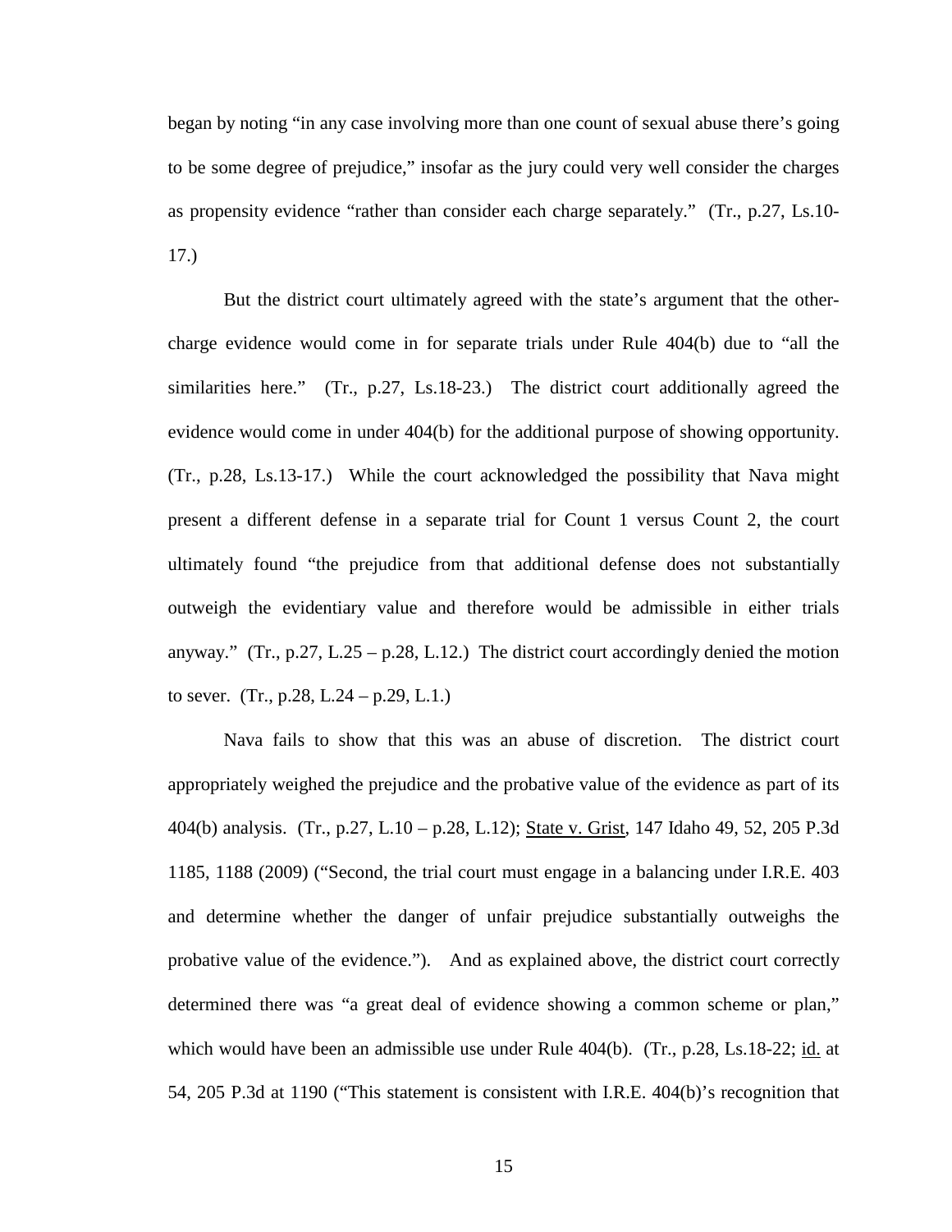began by noting "in any case involving more than one count of sexual abuse there's going to be some degree of prejudice," insofar as the jury could very well consider the charges as propensity evidence "rather than consider each charge separately." (Tr., p.27, Ls.10-17.)

But the district court ultimately agreed with the state's argument that the other-charge evidence would come in for separate trials under Rule 404(b) due to "all the similarities here." (Tr., p.27, Ls.18-23.) The district court additionally agreed the evidence would come in under 404(b) for the additional purpose of showing opportunity. (Tr., p.28, Ls.13-17.) While the court acknowledged the possibility that Nava might present a different defense in a separate trial for Count 1 versus Count 2, the court ultimately found "the prejudice from that additional defense does not substantially outweigh the evidentiary value and therefore would be admissible in either trials anyway." (Tr., p.27, L.25 – p.28, L.12.) The district court accordingly denied the motion to sever. (Tr., p.28, L.24 – p.29, L.1.)

Nava fails to show that this was an abuse of discretion. The district court appropriately weighed the prejudice and the probative value of the evidence as part of its 404(b) analysis. (Tr., p.27, L.10 – p.28, L.12); State v. Grist, 147 Idaho 49, 52, 205 P.3d 1185, 1188 (2009) ("Second, the trial court must engage in a balancing under I.R.E. 403 and determine whether the danger of unfair prejudice substantially outweighs the probative value of the evidence."). And as explained above, the district court correctly determined there was "a great deal of evidence showing a common scheme or plan," which would have been an admissible use under Rule 404(b). (Tr., p.28, Ls.18-22; id. at 54, 205 P.3d at 1190 ("This statement is consistent with I.R.E. 404(b)'s recognition that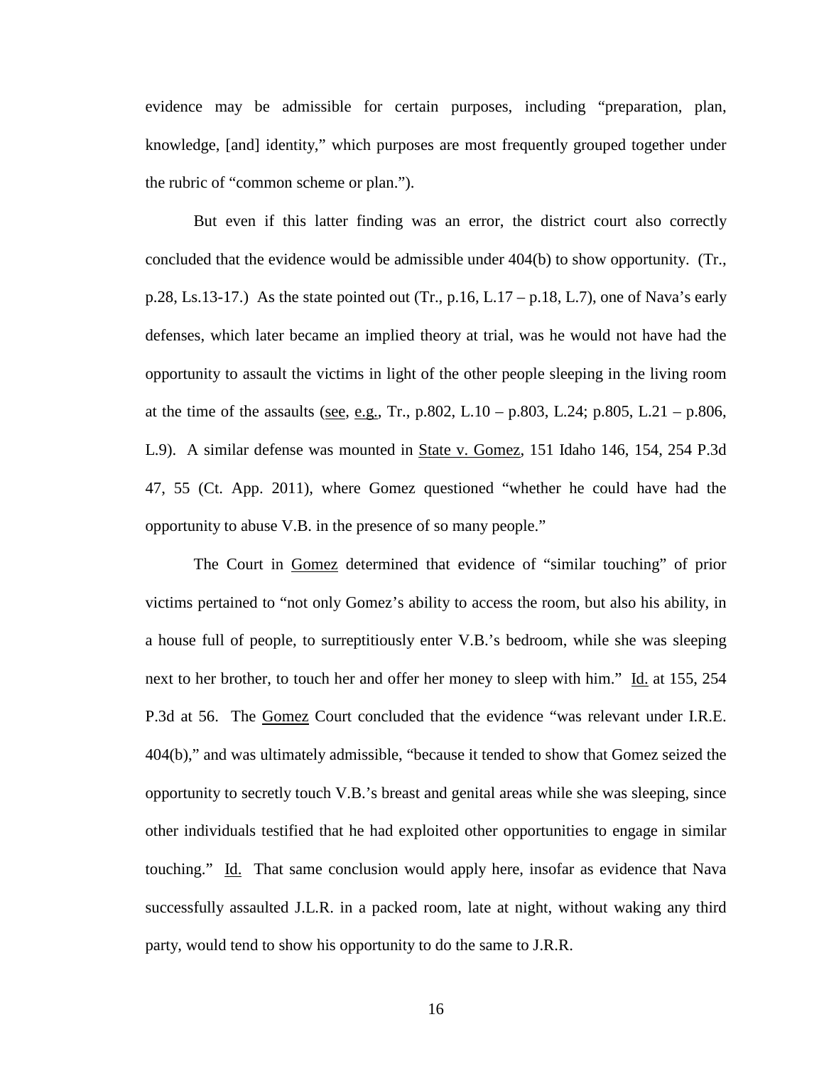evidence may be admissible for certain purposes, including "preparation, plan, knowledge, [and] identity," which purposes are most frequently grouped together under the rubric of "common scheme or plan.").

But even if this latter finding was an error, the district court also correctly concluded that the evidence would be admissible under 404(b) to show opportunity. (Tr., p.28, Ls.13-17.) As the state pointed out (Tr., p.16, L.17 – p.18, L.7), one of Nava's early defenses, which later became an implied theory at trial, was he would not have had the opportunity to assault the victims in light of the other people sleeping in the living room at the time of the assaults (see, e.g., Tr., p.802, L.10 – p.803, L.24; p.805, L.21 – p.806, L.9). A similar defense was mounted in State v. Gomez, 151 Idaho 146, 154, 254 P.3d 47, 55 (Ct. App. 2011), where Gomez questioned "whether he could have had the opportunity to abuse V.B. in the presence of so many people."

The Court in Gomez determined that evidence of "similar touching" of prior victims pertained to "not only Gomez's ability to access the room, but also his ability, in a house full of people, to surreptitiously enter V.B.'s bedroom, while she was sleeping next to her brother, to touch her and offer her money to sleep with him." Id. at 155, 254 P.3d at 56. The Gomez Court concluded that the evidence "was relevant under I.R.E. 404(b)," and was ultimately admissible, "because it tended to show that Gomez seized the opportunity to secretly touch V.B.'s breast and genital areas while she was sleeping, since other individuals testified that he had exploited other opportunities to engage in similar touching." Id. That same conclusion would apply here, insofar as evidence that Nava successfully assaulted J.L.R. in a packed room, late at night, without waking any third party, would tend to show his opportunity to do the same to J.R.R.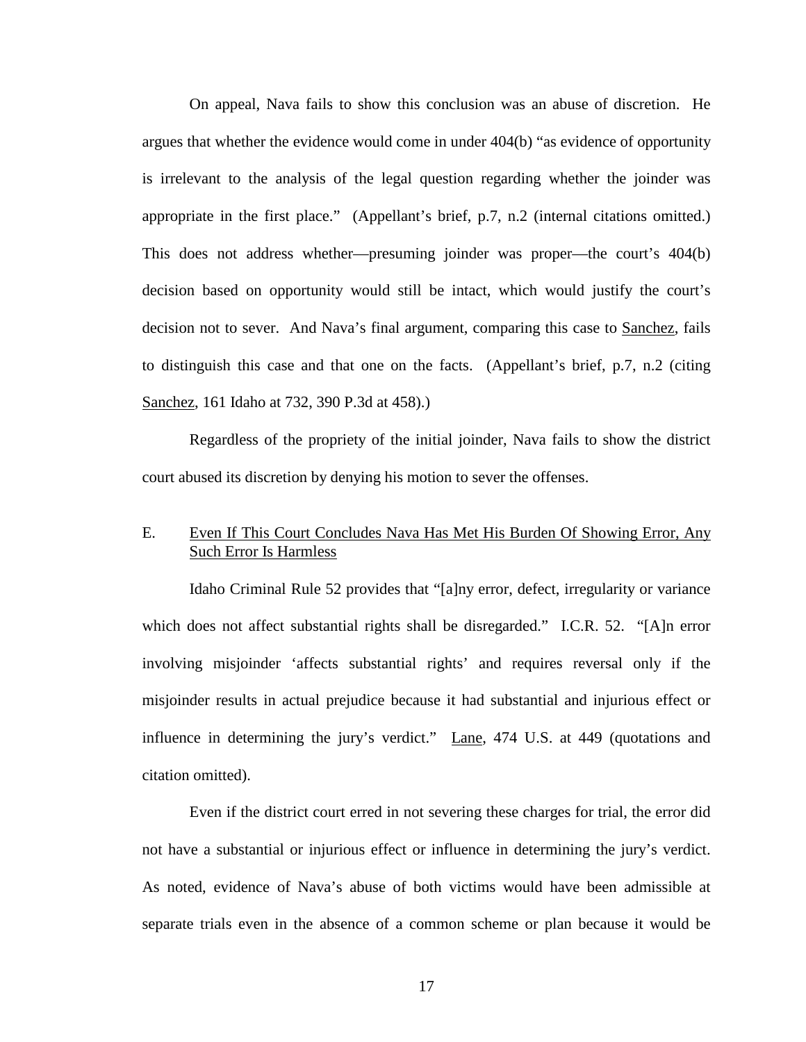On appeal, Nava fails to show this conclusion was an abuse of discretion. He argues that whether the evidence would come in under 404(b) "as evidence of opportunity is irrelevant to the analysis of the legal question regarding whether the joinder was appropriate in the first place." (Appellant's brief, p.7, n.2 (internal citations omitted.) This does not address whether—presuming joinder was proper—the court's 404(b) decision based on opportunity would still be intact, which would justify the court's decision not to sever. And Nava's final argument, comparing this case to Sanchez, fails to distinguish this case and that one on the facts. (Appellant's brief, p.7, n.2 (citing Sanchez, 161 Idaho at 732, 390 P.3d at 458).)

Regardless of the propriety of the initial joinder, Nava fails to show the district court abused its discretion by denying his motion to sever the offenses.

## E. Even If This Court Concludes Nava Has Met His Burden Of Showing Error, Any Such Error Is Harmless

Idaho Criminal Rule 52 provides that "[a]ny error, defect, irregularity or variance which does not affect substantial rights shall be disregarded." I.C.R. 52. "[A]n error involving misjoinder 'affects substantial rights' and requires reversal only if the misjoinder results in actual prejudice because it had substantial and injurious effect or influence in determining the jury's verdict." Lane, 474 U.S. at 449 (quotations and citation omitted).

Even if the district court erred in not severing these charges for trial, the error did not have a substantial or injurious effect or influence in determining the jury's verdict. As noted, evidence of Nava's abuse of both victims would have been admissible at separate trials even in the absence of a common scheme or plan because it would be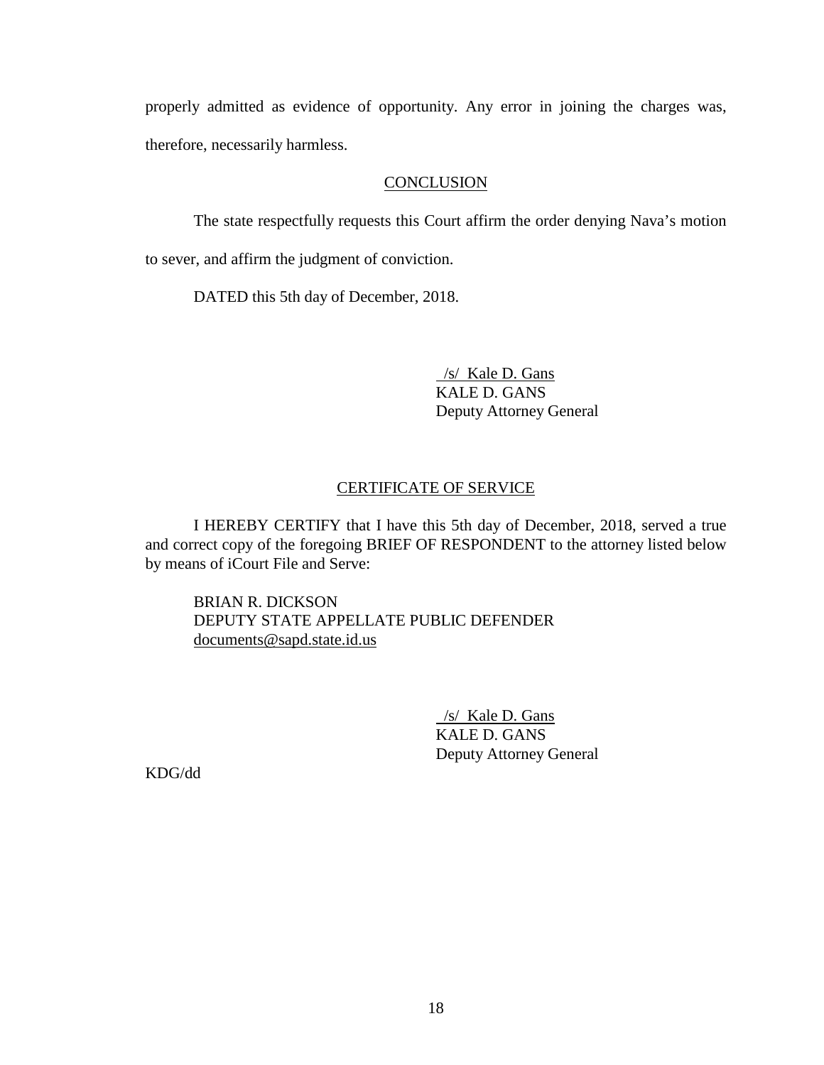properly admitted as evidence of opportunity. Any error in joining the charges was, therefore, necessarily harmless.

## CONCLUSION

The state respectfully requests this Court affirm the order denying Nava's motion to sever, and affirm the judgment of conviction.

DATED this 5th day of December, 2018.

/s/ Kale D. Gans
KALE D. GANS
Deputy Attorney General

## CERTIFICATE OF SERVICE

I HEREBY CERTIFY that I have this 5th day of December, 2018, served a true and correct copy of the foregoing BRIEF OF RESPONDENT to the attorney listed below by means of iCourt File and Serve:

BRIAN R. DICKSON
DEPUTY STATE APPELLATE PUBLIC DEFENDER
documents@sapd.state.id.us

/s/ Kale D. Gans
KALE D. GANS
Deputy Attorney General

KDG/dd